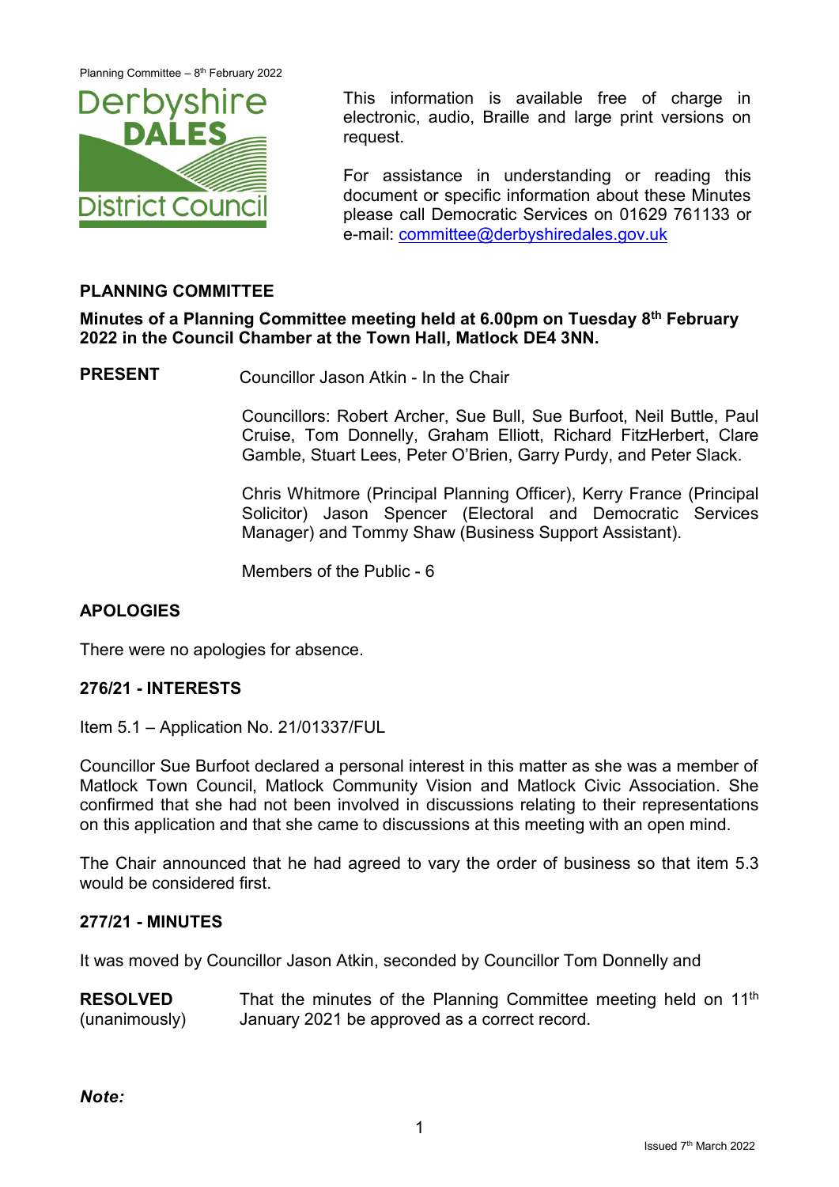This information is available free of charge in electronic, audio, Braille and large print versions on request.

For assistance in understanding or reading this document or specific information about these Minutes please call Democratic Services on 01629 761133 or e-mail: committee@derbyshiredales.gov.uk

## PLANNING COMMITTEE

**Minutes of a Planning Committee meeting held at 6.00pm on Tuesday 8th February 2022 in the Council Chamber at the Town Hall, Matlock DE4 3NN.**

**PRESENT** Councillor Jason Atkin - In the Chair

Councillors: Robert Archer, Sue Bull, Sue Burfoot, Neil Buttle, Paul Cruise, Tom Donnelly, Graham Elliott, Richard FitzHerbert, Clare Gamble, Stuart Lees, Peter O'Brien, Garry Purdy, and Peter Slack.

Chris Whitmore (Principal Planning Officer), Kerry France (Principal Solicitor) Jason Spencer (Electoral and Democratic Services Manager) and Tommy Shaw (Business Support Assistant).

Members of the Public - 6

### APOLOGIES

There were no apologies for absence.

### 276/21 - INTERESTS

Item 5.1 – Application No. 21/01337/FUL

Councillor Sue Burfoot declared a personal interest in this matter as she was a member of Matlock Town Council, Matlock Community Vision and Matlock Civic Association. She confirmed that she had not been involved in discussions relating to their representations on this application and that she came to discussions at this meeting with an open mind.

The Chair announced that he had agreed to vary the order of business so that item 5.3 would be considered first.

### 277/21 - MINUTES

It was moved by Councillor Jason Atkin, seconded by Councillor Tom Donnelly and

**RESOLVED** (unanimously) That the minutes of the Planning Committee meeting held on 11th January 2021 be approved as a correct record.

***Note:***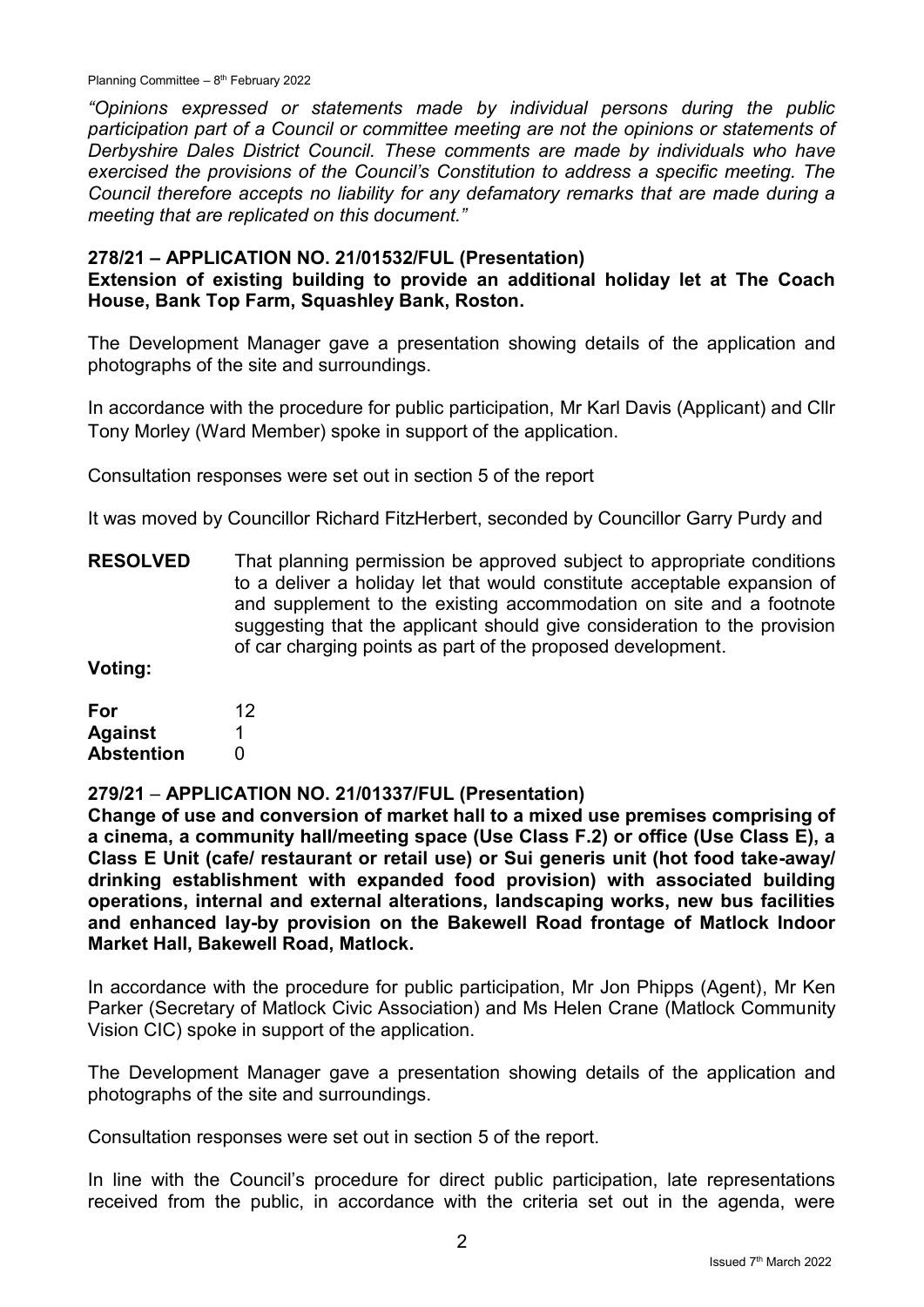*"Opinions expressed or statements made by individual persons during the public participation part of a Council or committee meeting are not the opinions or statements of Derbyshire Dales District Council. These comments are made by individuals who have exercised the provisions of the Council's Constitution to address a specific meeting. The Council therefore accepts no liability for any defamatory remarks that are made during a meeting that are replicated on this document."*

**278/21 – APPLICATION NO. 21/01532/FUL (Presentation)**
**Extension of existing building to provide an additional holiday let at The Coach House, Bank Top Farm, Squashley Bank, Roston.**

The Development Manager gave a presentation showing details of the application and photographs of the site and surroundings.

In accordance with the procedure for public participation, Mr Karl Davis (Applicant) and Cllr Tony Morley (Ward Member) spoke in support of the application.

Consultation responses were set out in section 5 of the report

It was moved by Councillor Richard FitzHerbert, seconded by Councillor Garry Purdy and

**RESOLVED** That planning permission be approved subject to appropriate conditions to a deliver a holiday let that would constitute acceptable expansion of and supplement to the existing accommodation on site and a footnote suggesting that the applicant should give consideration to the provision of car charging points as part of the proposed development.

**Voting:**

| | |
|---|---|
| **For** | 12 |
| **Against** | 1 |
| **Abstention** | 0 |

**279/21 – APPLICATION NO. 21/01337/FUL (Presentation)**
**Change of use and conversion of market hall to a mixed use premises comprising of a cinema, a community hall/meeting space (Use Class F.2) or office (Use Class E), a Class E Unit (cafe/ restaurant or retail use) or Sui generis unit (hot food take-away/ drinking establishment with expanded food provision) with associated building operations, internal and external alterations, landscaping works, new bus facilities and enhanced lay-by provision on the Bakewell Road frontage of Matlock Indoor Market Hall, Bakewell Road, Matlock.**

In accordance with the procedure for public participation, Mr Jon Phipps (Agent), Mr Ken Parker (Secretary of Matlock Civic Association) and Ms Helen Crane (Matlock Community Vision CIC) spoke in support of the application.

The Development Manager gave a presentation showing details of the application and photographs of the site and surroundings.

Consultation responses were set out in section 5 of the report.

In line with the Council's procedure for direct public participation, late representations received from the public, in accordance with the criteria set out in the agenda, were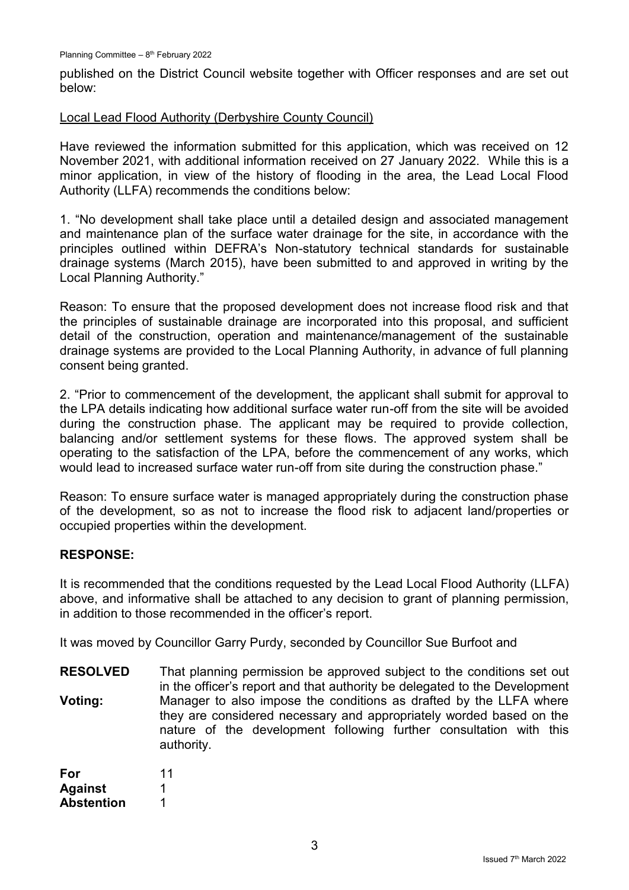published on the District Council website together with Officer responses and are set out below:

Local Lead Flood Authority (Derbyshire County Council)

Have reviewed the information submitted for this application, which was received on 12 November 2021, with additional information received on 27 January 2022. While this is a minor application, in view of the history of flooding in the area, the Lead Local Flood Authority (LLFA) recommends the conditions below:

1. "No development shall take place until a detailed design and associated management and maintenance plan of the surface water drainage for the site, in accordance with the principles outlined within DEFRA's Non-statutory technical standards for sustainable drainage systems (March 2015), have been submitted to and approved in writing by the Local Planning Authority."

Reason: To ensure that the proposed development does not increase flood risk and that the principles of sustainable drainage are incorporated into this proposal, and sufficient detail of the construction, operation and maintenance/management of the sustainable drainage systems are provided to the Local Planning Authority, in advance of full planning consent being granted.

2. "Prior to commencement of the development, the applicant shall submit for approval to the LPA details indicating how additional surface water run-off from the site will be avoided during the construction phase. The applicant may be required to provide collection, balancing and/or settlement systems for these flows. The approved system shall be operating to the satisfaction of the LPA, before the commencement of any works, which would lead to increased surface water run-off from site during the construction phase."

Reason: To ensure surface water is managed appropriately during the construction phase of the development, so as not to increase the flood risk to adjacent land/properties or occupied properties within the development.

**RESPONSE:**

It is recommended that the conditions requested by the Lead Local Flood Authority (LLFA) above, and informative shall be attached to any decision to grant of planning permission, in addition to those recommended in the officer's report.

It was moved by Councillor Garry Purdy, seconded by Councillor Sue Burfoot and

**RESOLVED** That planning permission be approved subject to the conditions set out in the officer's report and that authority be delegated to the Development Manager to also impose the conditions as drafted by the LLFA where they are considered necessary and appropriately worded based on the nature of the development following further consultation with this authority.

**Voting:**

| | |
|---|---|
| **For** | 11 |
| **Against** | 1 |
| **Abstention** | 1 |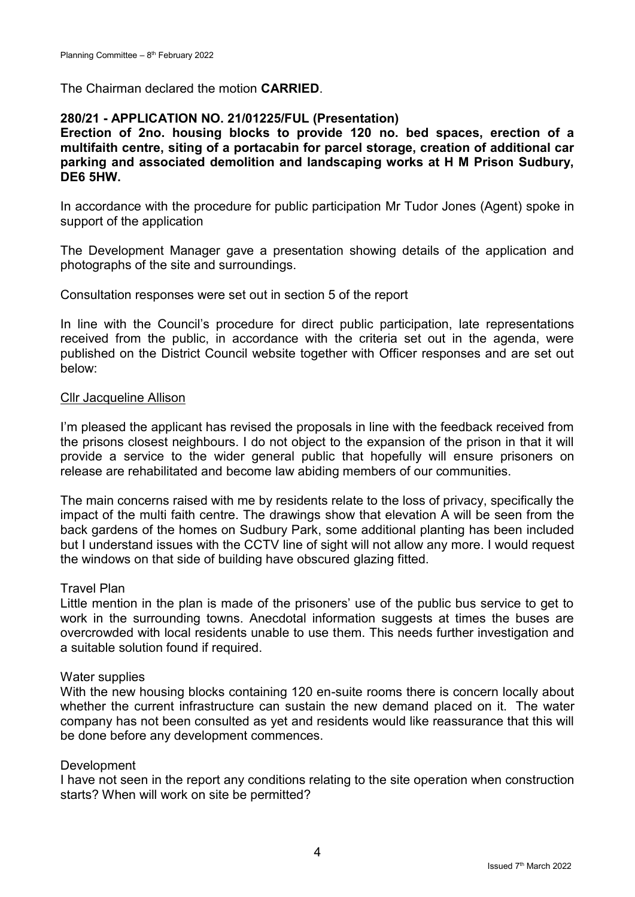The Chairman declared the motion **CARRIED**.

**280/21 - APPLICATION NO. 21/01225/FUL (Presentation)**
**Erection of 2no. housing blocks to provide 120 no. bed spaces, erection of a multifaith centre, siting of a portacabin for parcel storage, creation of additional car parking and associated demolition and landscaping works at H M Prison Sudbury, DE6 5HW.**

In accordance with the procedure for public participation Mr Tudor Jones (Agent) spoke in support of the application

The Development Manager gave a presentation showing details of the application and photographs of the site and surroundings.

Consultation responses were set out in section 5 of the report

In line with the Council's procedure for direct public participation, late representations received from the public, in accordance with the criteria set out in the agenda, were published on the District Council website together with Officer responses and are set out below:

Cllr Jacqueline Allison

I'm pleased the applicant has revised the proposals in line with the feedback received from the prisons closest neighbours. I do not object to the expansion of the prison in that it will provide a service to the wider general public that hopefully will ensure prisoners on release are rehabilitated and become law abiding members of our communities.

The main concerns raised with me by residents relate to the loss of privacy, specifically the impact of the multi faith centre. The drawings show that elevation A will be seen from the back gardens of the homes on Sudbury Park, some additional planting has been included but I understand issues with the CCTV line of sight will not allow any more. I would request the windows on that side of building have obscured glazing fitted.

Travel Plan
Little mention in the plan is made of the prisoners' use of the public bus service to get to work in the surrounding towns. Anecdotal information suggests at times the buses are overcrowded with local residents unable to use them. This needs further investigation and a suitable solution found if required.

Water supplies
With the new housing blocks containing 120 en-suite rooms there is concern locally about whether the current infrastructure can sustain the new demand placed on it. The water company has not been consulted as yet and residents would like reassurance that this will be done before any development commences.

Development
I have not seen in the report any conditions relating to the site operation when construction starts? When will work on site be permitted?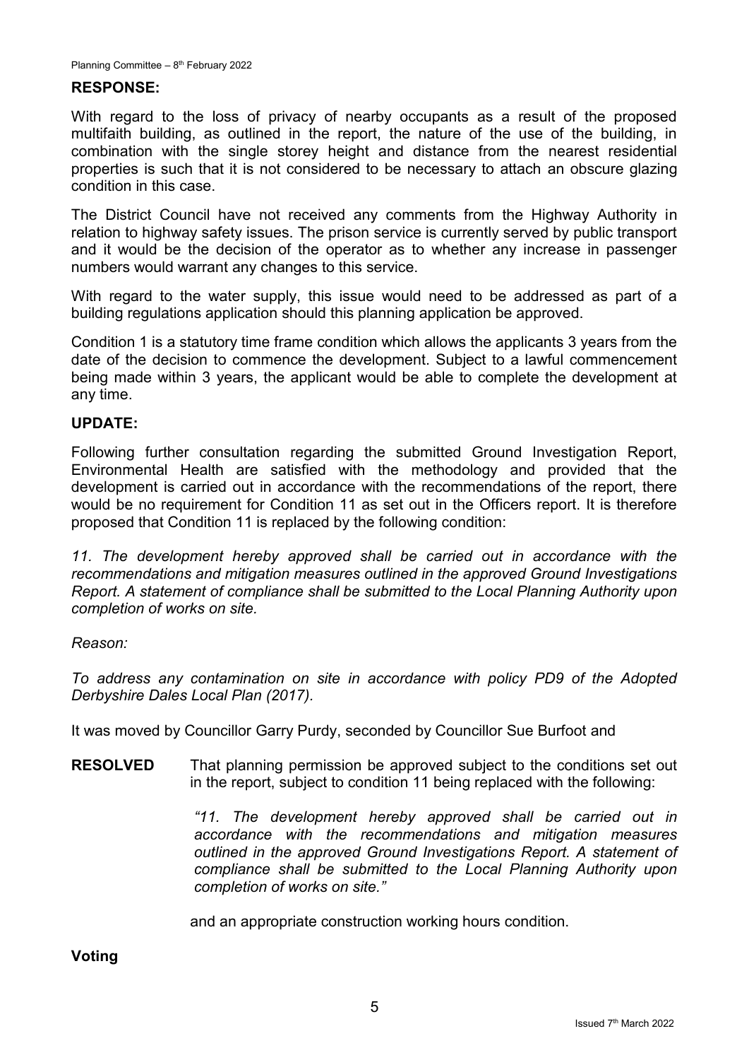**RESPONSE:**

With regard to the loss of privacy of nearby occupants as a result of the proposed multifaith building, as outlined in the report, the nature of the use of the building, in combination with the single storey height and distance from the nearest residential properties is such that it is not considered to be necessary to attach an obscure glazing condition in this case.

The District Council have not received any comments from the Highway Authority in relation to highway safety issues. The prison service is currently served by public transport and it would be the decision of the operator as to whether any increase in passenger numbers would warrant any changes to this service.

With regard to the water supply, this issue would need to be addressed as part of a building regulations application should this planning application be approved.

Condition 1 is a statutory time frame condition which allows the applicants 3 years from the date of the decision to commence the development. Subject to a lawful commencement being made within 3 years, the applicant would be able to complete the development at any time.

**UPDATE:**

Following further consultation regarding the submitted Ground Investigation Report, Environmental Health are satisfied with the methodology and provided that the development is carried out in accordance with the recommendations of the report, there would be no requirement for Condition 11 as set out in the Officers report. It is therefore proposed that Condition 11 is replaced by the following condition:

*11. The development hereby approved shall be carried out in accordance with the recommendations and mitigation measures outlined in the approved Ground Investigations Report. A statement of compliance shall be submitted to the Local Planning Authority upon completion of works on site.*

*Reason:*

*To address any contamination on site in accordance with policy PD9 of the Adopted Derbyshire Dales Local Plan (2017).*

It was moved by Councillor Garry Purdy, seconded by Councillor Sue Burfoot and

**RESOLVED** That planning permission be approved subject to the conditions set out in the report, subject to condition 11 being replaced with the following:

*"11. The development hereby approved shall be carried out in accordance with the recommendations and mitigation measures outlined in the approved Ground Investigations Report. A statement of compliance shall be submitted to the Local Planning Authority upon completion of works on site."*

and an appropriate construction working hours condition.

**Voting**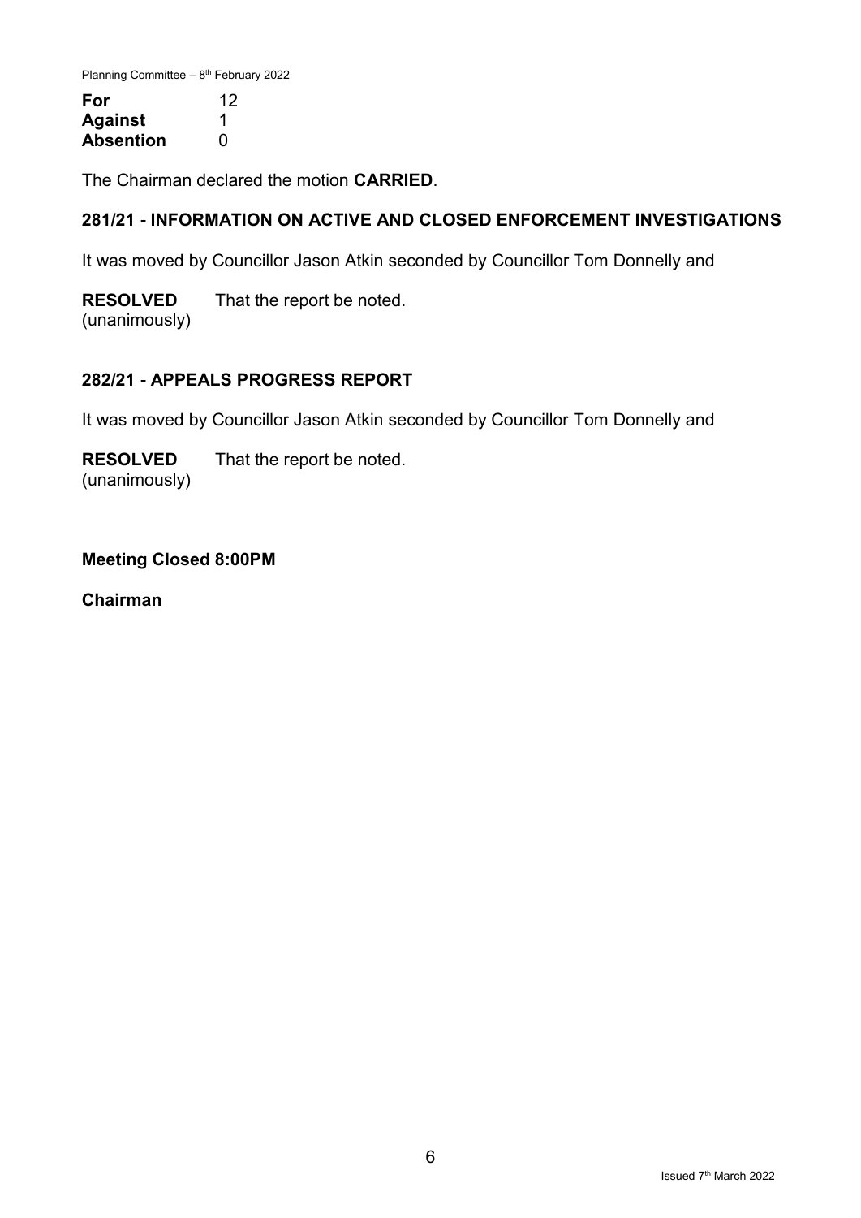| | |
|---|---|
| **For** | 12 |
| **Against** | 1 |
| **Absention** | 0 |

The Chairman declared the motion **CARRIED**.

### 281/21 - INFORMATION ON ACTIVE AND CLOSED ENFORCEMENT INVESTIGATIONS

It was moved by Councillor Jason Atkin seconded by Councillor Tom Donnelly and

**RESOLVED** (unanimously) That the report be noted.

### 282/21 - APPEALS PROGRESS REPORT

It was moved by Councillor Jason Atkin seconded by Councillor Tom Donnelly and

**RESOLVED** (unanimously) That the report be noted.

**Meeting Closed 8:00PM**

**Chairman**

Issued 7th March 2022